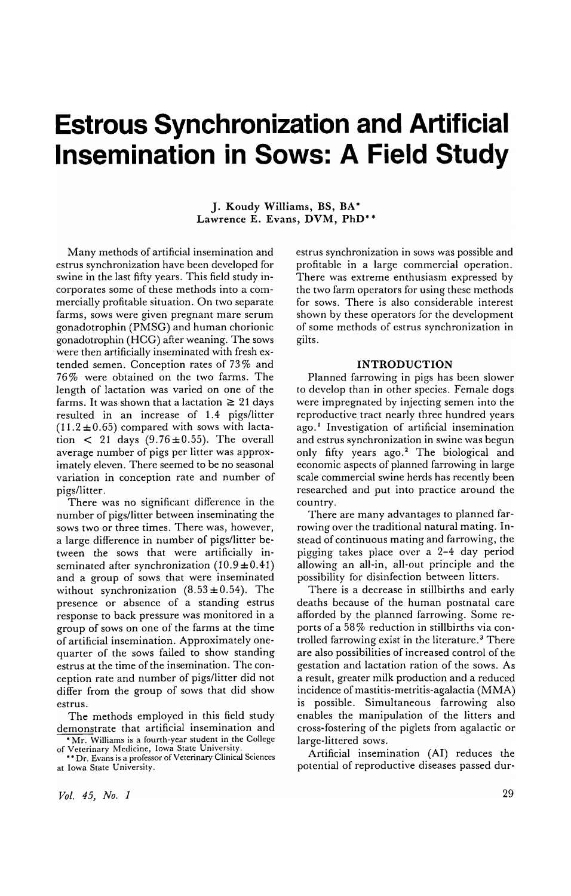# Estrous Synchronization and Artificial Insemination in Sows: A Field Study

J. Koudy Williams, BS, BA*
Lawrence E. Evans, DVM, PhD**

Many methods of artificial insemination and estrus synchronization have been developed for swine in the last fifty years. This field study incorporates some of these methods into a commercially profitable situation. On two separate farms, sows were given pregnant mare serum gonadotrophin (PMSG) and human chorionic gonadotrophin (HCG) after weaning. The sows were then artificially inseminated with fresh extended semen. Conception rates of 73% and 76% were obtained on the two farms. The length of lactation was varied on one of the farms. It was shown that a lactation $\geq$ 21 days resulted in an increase of 1.4 pigs/litter ($11.2 \pm 0.65$) compared with sows with lactation $<$ 21 days ($9.76 \pm 0.55$). The overall average number of pigs per litter was approximately eleven. There seemed to be no seasonal variation in conception rate and number of pigs/litter.

There was no significant difference in the number of pigs/litter between inseminating the sows two or three times. There was, however, a large difference in number of pigs/litter between the sows that were artificially inseminated after synchronization ($10.9 \pm 0.41$) and a group of sows that were inseminated without synchronization ($8.53 \pm 0.54$). The presence or absence of a standing estrus response to back pressure was monitored in a group of sows on one of the farms at the time of artificial insemination. Approximately one-quarter of the sows failed to show standing estrus at the time of the insemination. The conception rate and number of pigs/litter did not differ from the group of sows that did show estrus.

The methods employed in this field study demonstrate that artificial insemination and estrus synchronization in sows was possible and profitable in a large commercial operation. There was extreme enthusiasm expressed by the two farm operators for using these methods for sows. There is also considerable interest shown by these operators for the development of some methods of estrus synchronization in gilts.

## INTRODUCTION

Planned farrowing in pigs has been slower to develop than in other species. Female dogs were impregnated by injecting semen into the reproductive tract nearly three hundred years ago.[1] Investigation of artificial insemination and estrus synchronization in swine was begun only fifty years ago.[2] The biological and economic aspects of planned farrowing in large scale commercial swine herds has recently been researched and put into practice around the country.

There are many advantages to planned farrowing over the traditional natural mating. Instead of continuous mating and farrowing, the pigging takes place over a 2-4 day period allowing an all-in, all-out principle and the possibility for disinfection between litters.

There is a decrease in stillbirths and early deaths because of the human postnatal care afforded by the planned farrowing. Some reports of a 58% reduction in stillbirths via controlled farrowing exist in the literature.[3] There are also possibilities of increased control of the gestation and lactation ration of the sows. As a result, greater milk production and a reduced incidence of mastitis-metritis-agalactia (MMA) is possible. Simultaneous farrowing also enables the manipulation of the litters and cross-fostering of the piglets from agalactic or large-littered sows.

Artificial insemination (AI) reduces the potential of reproductive diseases passed dur-

* Mr. Williams is a fourth-year student in the College of Veterinary Medicine, Iowa State University.

** Dr. Evans is a professor of Veterinary Clinical Sciences at Iowa State University.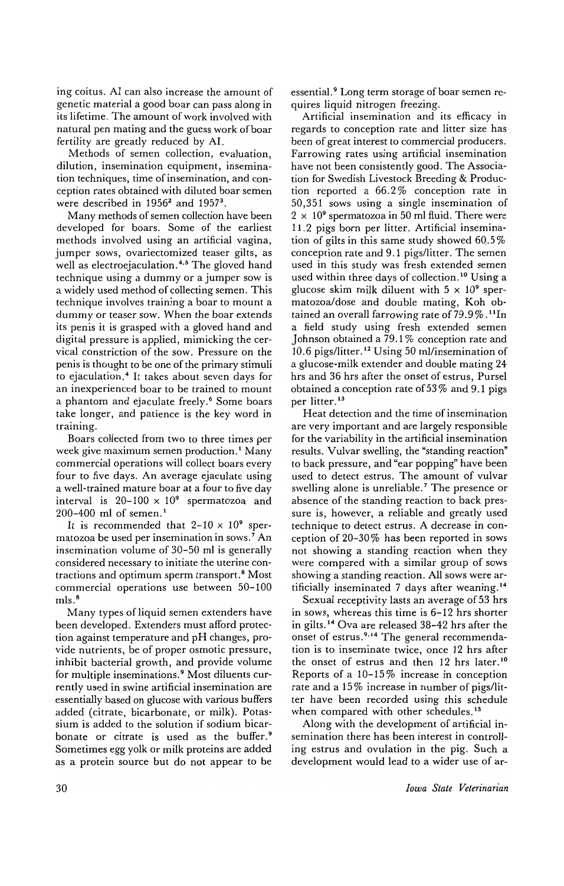ing coitus. AI can also increase the amount of genetic material a good boar can pass along in its lifetime. The amount of work involved with natural pen mating and the guess work of boar fertility are greatly reduced by AI.

Methods of semen collection, evaluation, dilution, insemination equipment, insemination techniques, time of insemination, and conception rates obtained with diluted boar semen were described in 1956[2] and 1957[3].

Many methods of semen collection have been developed for boars. Some of the earliest methods involved using an artificial vagina, jumper sows, ovariectomized teaser gilts, as well as electroejaculation.[4,5] The gloved hand technique using a dummy or a jumper sow is a widely used method of collecting semen. This technique involves training a boar to mount a dummy or teaser sow. When the boar extends its penis it is grasped with a gloved hand and digital pressure is applied, mimicking the cervical constriction of the sow. Pressure on the penis is thought to be one of the primary stimuli to ejaculation.[4] It takes about seven days for an inexperienced boar to be trained to mount a phantom and ejaculate freely.[6] Some boars take longer, and patience is the key word in training.

Boars collected from two to three times per week give maximum semen production.[1] Many commercial operations will collect boars every four to five days. An average ejaculate using a well-trained mature boar at a four to five day interval is $20-100 \times 10^9$ spermatozoa and 200-400 ml of semen.[1]

It is recommended that $2-10 \times 10^9$ spermatozoa be used per insemination in sows.[7] An insemination volume of 30-50 ml is generally considered necessary to initiate the uterine contractions and optimum sperm transport.[8] Most commercial operations use between 50-100 mls.[8]

Many types of liquid semen extenders have been developed. Extenders must afford protection against temperature and pH changes, provide nutrients, be of proper osmotic pressure, inhibit bacterial growth, and provide volume for multiple inseminations.[9] Most diluents currently used in swine artificial insemination are essentially based on glucose with various buffers added (citrate, bicarbonate, or milk). Potassium is added to the solution if sodium bicarbonate or citrate is used as the buffer.[9] Sometimes egg yolk or milk proteins are added as a protein source but do not appear to be essential.[9] Long term storage of boar semen requires liquid nitrogen freezing.

Artificial insemination and its efficacy in regards to conception rate and litter size has been of great interest to commercial producers. Farrowing rates using artificial insemination have not been consistently good. The Association for Swedish Livestock Breeding & Production reported a 66.2% conception rate in 50,351 sows using a single insemination of $2 \times 10^9$ spermatozoa in 50 ml fluid. There were 11.2 pigs born per litter. Artificial insemination of gilts in this same study showed 60.5% conception rate and 9.1 pigs/litter. The semen used in this study was fresh extended semen used within three days of collection.[10] Using a glucose skim milk diluent with $5 \times 10^9$ spermatozoa/dose and double mating, Koh obtained an overall farrowing rate of 79.9%.[11] In a field study using fresh extended semen Johnson obtained a 79.1% conception rate and 10.6 pigs/litter.[12] Using 50 ml/insemination of a glucose-milk extender and double mating 24 hrs and 36 hrs after the onset of estrus, Pursel obtained a conception rate of 53% and 9.1 pigs per litter.[13]

Heat detection and the time of insemination are very important and are largely responsible for the variability in the artificial insemination results. Vulvar swelling, the "standing reaction" to back pressure, and "ear popping" have been used to detect estrus. The amount of vulvar swelling alone is unreliable.[7] The presence or absence of the standing reaction to back pressure is, however, a reliable and greatly used technique to detect estrus. A decrease in conception of 20-30% has been reported in sows not showing a standing reaction when they were compared with a similar group of sows showing a standing reaction. All sows were artificially inseminated 7 days after weaning.[14]

Sexual receptivity lasts an average of 53 hrs in sows, whereas this time is 6-12 hrs shorter in gilts.[14] Ova are released 38-42 hrs after the onset of estrus.[9,14] The general recommendation is to inseminate twice, once 12 hrs after the onset of estrus and then 12 hrs later.[10] Reports of a 10-15% increase in conception rate and a 15% increase in number of pigs/litter have been recorded using this schedule when compared with other schedules.[15]

Along with the development of artificial insemination there has been interest in controlling estrus and ovulation in the pig. Such a development would lead to a wider use of ar-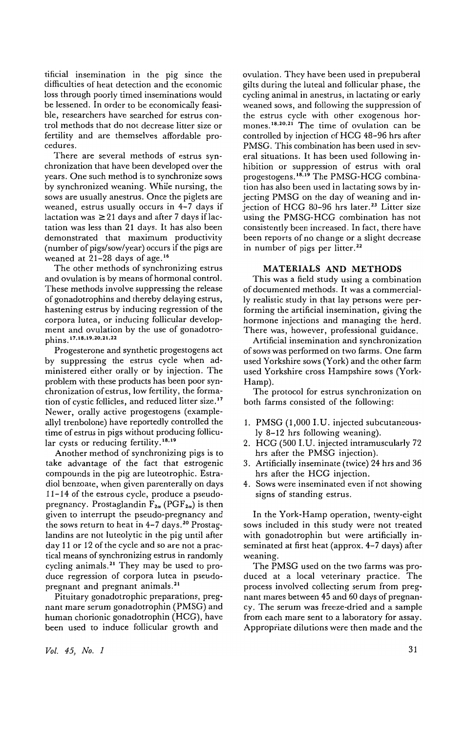tificial insemination in the pig since the difficulties of heat detection and the economic loss through poorly timed inseminations would be lessened. In order to be economically feasible, researchers have searched for estrus control methods that do not decrease litter size or fertility and are themselves affordable procedures.

There are several methods of estrus synchronization that have been developed over the years. One such method is to synchronize sows by synchronized weaning. While nursing, the sows are usually anestrus. Once the piglets are weaned, estrus usually occurs in 4–7 days if lactation was ≥21 days and after 7 days if lactation was less than 21 days. It has also been demonstrated that maximum productivity (number of pigs/sow/year) occurs if the pigs are weaned at 21–28 days of age.[16]

The other methods of synchronizing estrus and ovulation is by means of hormonal control. These methods involve suppressing the release of gonadotrophins and thereby delaying estrus, hastening estrus by inducing regression of the corpora lutea, or inducing follicular development and ovulation by the use of gonadotrophins.[17,18,19,20,21,22]

Progesterone and synthetic progestogens act by suppressing the estrus cycle when administered either orally or by injection. The problem with these products has been poor synchronization of estrus, low fertility, the formation of cystic follicles, and reduced litter size.[17] Newer, orally active progestogens (example-allyl trenbolone) have reportedly controlled the time of estrus in pigs without producing follicular cysts or reducing fertility.[18,19]

Another method of synchronizing pigs is to take advantage of the fact that estrogenic compounds in the pig are luteotrophic. Estradiol benzoate, when given parenterally on days 11–14 of the estrous cycle, produce a pseudopregnancy. Prostaglandin $F_{2\alpha}$ ($PGF_{2\alpha}$) is then given to interrupt the pseudo-pregnancy and the sows return to heat in 4–7 days.[20] Prostaglandins are not luteolytic in the pig until after day 11 or 12 of the cycle and so are not a practical means of synchronizing estrus in randomly cycling animals.[21] They may be used to produce regression of corpora lutea in pseudopregnant and pregnant animals.[21]

Pituitary gonadotrophic preparations, pregnant mare serum gonadotrophin (PMSG) and human chorionic gonadotrophin (HCG), have been used to induce follicular growth and ovulation. They have been used in prepuberal gilts during the luteal and follicular phase, the cycling animal in anestrus, in lactating or early weaned sows, and following the suppression of the estrus cycle with other exogenous hormones.[18,20,21] The time of ovulation can be controlled by injection of HCG 48–96 hrs after PMSG. This combination has been used in several situations. It has been used following inhibition or suppression of estrus with oral progestogens.[18,19] The PMSG-HCG combination has also been used in lactating sows by injecting PMSG on the day of weaning and injection of HCG 80–96 hrs later.[23] Litter size using the PMSG-HCG combination has not consistently been increased. In fact, there have been reports of no change or a slight decrease in number of pigs per litter.[22]

## MATERIALS AND METHODS

This was a field study using a combination of documented methods. It was a commercially realistic study in that lay persons were performing the artificial insemination, giving the hormone injections and managing the herd. There was, however, professional guidance.

Artificial insemination and synchronization of sows was performed on two farms. One farm used Yorkshire sows (York) and the other farm used Yorkshire cross Hampshire sows (York-Hamp).

The protocol for estrus synchronization on both farms consisted of the following:

1. PMSG (1,000 I.U. injected subcutaneously 8–12 hrs following weaning).
2. HCG (500 I.U. injected intramuscularly 72 hrs after the PMSG injection).
3. Artificially inseminate (twice) 24 hrs and 36 hrs after the HCG injection.
4. Sows were inseminated even if not showing signs of standing estrus.

In the York-Hamp operation, twenty-eight sows included in this study were not treated with gonadotrophin but were artificially inseminated at first heat (approx. 4–7 days) after weaning.

The PMSG used on the two farms was produced at a local veterinary practice. The process involved collecting serum from pregnant mares between 45 and 60 days of pregnancy. The serum was freeze-dried and a sample from each mare sent to a laboratory for assay. Appropriate dilutions were then made and the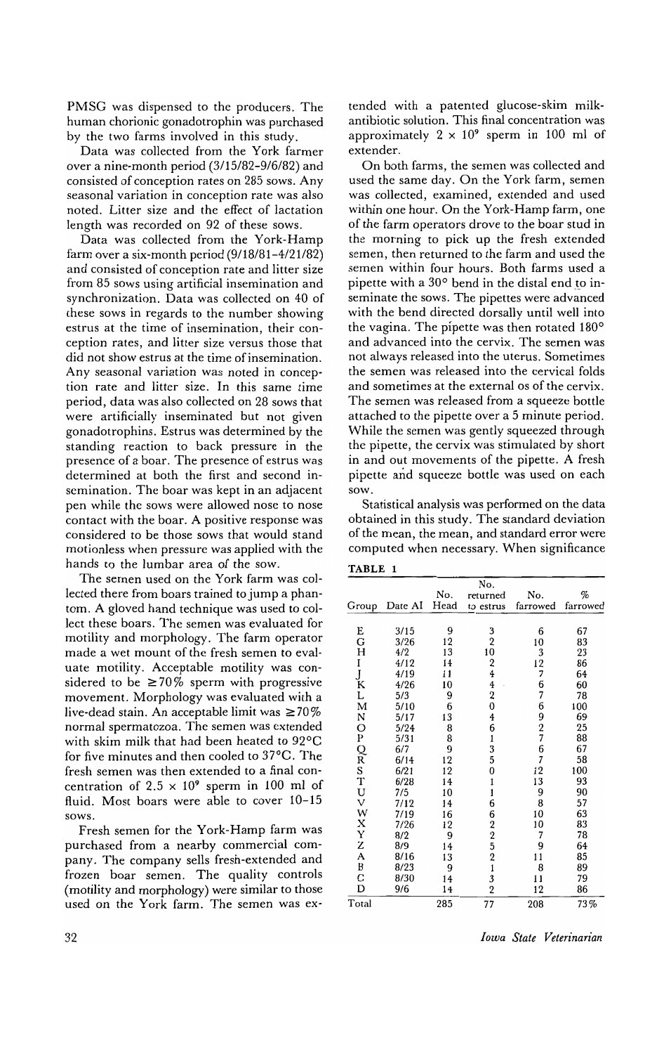PMSG was dispensed to the producers. The human chorionic gonadotrophin was purchased by the two farms involved in this study.

Data was collected from the York farmer over a nine-month period (3/15/82-9/6/82) and consisted of conception rates on 285 sows. Any seasonal variation in conception rate was also noted. Litter size and the effect of lactation length was recorded on 92 of these sows.

Data was collected from the York-Hamp farm over a six-month period (9/18/81-4/21/82) and consisted of conception rate and litter size from 85 sows using artificial insemination and synchronization. Data was collected on 40 of these sows in regards to the number showing estrus at the time of insemination, their conception rates, and litter size versus those that did not show estrus at the time of insemination. Any seasonal variation was noted in conception rate and litter size. In this same time period, data was also collected on 28 sows that were artificially inseminated but not given gonadotrophins. Estrus was determined by the standing reaction to back pressure in the presence of a boar. The presence of estrus was determined at both the first and second insemination. The boar was kept in an adjacent pen while the sows were allowed nose to nose contact with the boar. A positive response was considered to be those sows that would stand motionless when pressure was applied with the hands to the lumbar area of the sow.

The semen used on the York farm was collected there from boars trained to jump a phantom. A gloved hand technique was used to collect these boars. The semen was evaluated for motility and morphology. The farm operator made a wet mount of the fresh semen to evaluate motility. Acceptable motility was considered to be ≥70% sperm with progressive movement. Morphology was evaluated with a live-dead stain. An acceptable limit was ≥70% normal spermatozoa. The semen was extended with skim milk that had been heated to 92°C for five minutes and then cooled to 37°C. The fresh semen was then extended to a final concentration of $2.5 \times 10^9$ sperm in 100 ml of fluid. Most boars were able to cover 10-15 sows.

Fresh semen for the York-Hamp farm was purchased from a nearby commercial company. The company sells fresh-extended and frozen boar semen. The quality controls (motility and morphology) were similar to those used on the York farm. The semen was extended with a patented glucose-skim milk-antibiotic solution. This final concentration was approximately $2 \times 10^9$ sperm in 100 ml of extender.

On both farms, the semen was collected and used the same day. On the York farm, semen was collected, examined, extended and used within one hour. On the York-Hamp farm, one of the farm operators drove to the boar stud in the morning to pick up the fresh extended semen, then returned to the farm and used the semen within four hours. Both farms used a pipette with a 30° bend in the distal end to inseminate the sows. The pipettes were advanced with the bend directed dorsally until well into the vagina. The pipette was then rotated 180° and advanced into the cervix. The semen was not always released into the uterus. Sometimes the semen was released into the cervical folds and sometimes at the external os of the cervix. The semen was released from a squeeze bottle attached to the pipette over a 5 minute period. While the semen was gently squeezed through the pipette, the cervix was stimulated by short in and out movements of the pipette. A fresh pipette and squeeze bottle was used on each sow.

Statistical analysis was performed on the data obtained in this study. The standard deviation of the mean, the mean, and standard error were computed when necessary. When significance

**TABLE 1**

| Group | Date AI | No. Head | No. returned to estrus | No. farrowed | % farrowed |
|---|---|---|---|---|---|
| E | 3/15 | 9 | 3 | 6 | 67 |
| G | 3/26 | 12 | 2 | 10 | 83 |
| H | 4/2 | 13 | 10 | 3 | 23 |
| I | 4/12 | 14 | 2 | 12 | 86 |
| J | 4/19 | 11 | 4 | 7 | 64 |
| K | 4/26 | 10 | 4 | 6 | 60 |
| L | 5/3 | 9 | 2 | 7 | 78 |
| M | 5/10 | 6 | 0 | 6 | 100 |
| N | 5/17 | 13 | 4 | 9 | 69 |
| O | 5/24 | 8 | 6 | 2 | 25 |
| P | 5/31 | 8 | 1 | 7 | 88 |
| Q | 6/7 | 9 | 3 | 6 | 67 |
| R | 6/14 | 12 | 5 | 7 | 58 |
| S | 6/21 | 12 | 0 | 12 | 100 |
| T | 6/28 | 14 | 1 | 13 | 93 |
| U | 7/5 | 10 | 1 | 9 | 90 |
| V | 7/12 | 14 | 6 | 8 | 57 |
| W | 7/19 | 16 | 6 | 10 | 63 |
| X | 7/26 | 12 | 2 | 10 | 83 |
| Y | 8/2 | 9 | 2 | 7 | 78 |
| Z | 8/9 | 14 | 5 | 9 | 64 |
| A | 8/16 | 13 | 2 | 11 | 85 |
| B | 8/23 | 9 | 1 | 8 | 89 |
| C | 8/30 | 14 | 3 | 11 | 79 |
| D | 9/6 | 14 | 2 | 12 | 86 |
| Total | | 285 | 77 | 208 | 73% |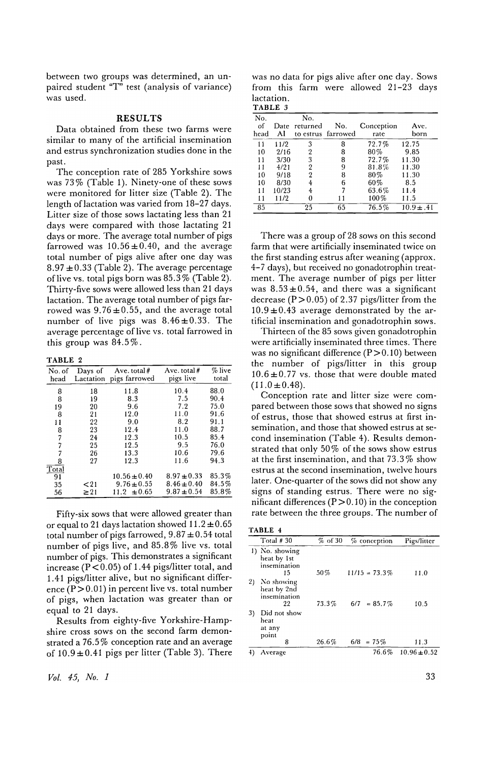between two groups was determined, an unpaired student "T" test (analysis of variance) was used.

## RESULTS

Data obtained from these two farms were similar to many of the artificial insemination and estrus synchronization studies done in the past.

The conception rate of 285 Yorkshire sows was 73% (Table 1). Ninety-one of these sows were monitored for litter size (Table 2). The length of lactation was varied from 18–27 days. Litter size of those sows lactating less than 21 days were compared with those lactating 21 days or more. The average total number of pigs farrowed was $10.56 \pm 0.40$, and the average total number of pigs alive after one day was $8.97 \pm 0.33$ (Table 2). The average percentage of live vs. total pigs born was 85.3% (Table 2). Thirty-five sows were allowed less than 21 days lactation. The average total number of pigs farrowed was $9.76 \pm 0.55$, and the average total number of live pigs was $8.46 \pm 0.33$. The average percentage of live vs. total farrowed in this group was 84.5%.

**TABLE 2**

| No. of head | Days of Lactation | Ave. total # pigs farrowed | Ave. total # pigs live | % live total |
|---|---|---|---|---|
| 8 | 18 | 11.8 | 10.4 | 88.0 |
| 8 | 19 | 8.3 | 7.5 | 90.4 |
| 19 | 20 | 9.6 | 7.2 | 75.0 |
| 8 | 21 | 12.0 | 11.0 | 91.6 |
| 11 | 22 | 9.0 | 8.2 | 91.1 |
| 8 | 23 | 12.4 | 11.0 | 88.7 |
| 7 | 24 | 12.3 | 10.5 | 85.4 |
| 7 | 25 | 12.5 | 9.5 | 76.0 |
| 7 | 26 | 13.3 | 10.6 | 79.6 |
| 8 | 27 | 12.3 | 11.6 | 94.3 |
| Total | | | | |
| 91 | | $10.56 \pm 0.40$ | $8.97 \pm 0.33$ | 85.3% |
| 35 | <21 | $9.76 \pm 0.55$ | $8.46 \pm 0.40$ | 84.5% |
| 56 | ≥21 | $11.2 \pm 0.65$ | $9.87 \pm 0.54$ | 85.8% |

Fifty-six sows that were allowed greater than or equal to 21 days lactation showed $11.2 \pm 0.65$ total number of pigs farrowed, $9.87 \pm 0.54$ total number of pigs live, and 85.8% live vs. total number of pigs. This demonstrates a significant increase ($P < 0.05$) of 1.44 pigs/litter total, and 1.41 pigs/litter alive, but no significant difference ($P > 0.01$) in percent live vs. total number of pigs, when lactation was greater than or equal to 21 days.

Results from eighty-five Yorkshire-Hampshire cross sows on the second farm demonstrated a 76.5% conception rate and an average of $10.9 \pm 0.41$ pigs per litter (Table 3). There was no data for pigs alive after one day. Sows from this farm were allowed 21–23 days lactation.

**TABLE 3**

| No. of head | Date AI | No. returned to estrus | No. farrowed | Conception rate | Ave. born |
|---|---|---|---|---|---|
| 11 | 11/2 | 3 | 8 | 72.7% | 12.75 |
| 10 | 2/16 | 2 | 8 | 80% | 9.85 |
| 11 | 3/30 | 3 | 8 | 72.7% | 11.30 |
| 11 | 4/21 | 2 | 9 | 81.8% | 11.30 |
| 10 | 9/18 | 2 | 8 | 80% | 11.30 |
| 10 | 8/30 | 4 | 6 | 60% | 8.5 |
| 11 | 10/23 | 4 | 7 | 63.6% | 11.4 |
| 11 | 11/2 | 0 | 11 | 100% | 11.5 |
| 85 | | 25 | 65 | 76.5% | $10.9 \pm .41$ |

There was a group of 28 sows on this second farm that were artificially inseminated twice on the first standing estrus after weaning (approx. 4–7 days), but received no gonadotrophin treatment. The average number of pigs per litter was $8.53 \pm 0.54$, and there was a significant decrease ($P > 0.05$) of 2.37 pigs/litter from the $10.9 \pm 0.43$ average demonstrated by the artificial insemination and gonadotrophin sows.

Thirteen of the 85 sows given gonadotrophin were artificially inseminated three times. There was no significant difference ($P > 0.10$) between the number of pigs/litter in this group $10.6 \pm 0.77$ vs. those that were double mated $(11.0 \pm 0.48)$.

Conception rate and litter size were compared between those sows that showed no signs of estrus, those that showed estrus at first insemination, and those that showed estrus at second insemination (Table 4). Results demonstrated that only 50% of the sows show estrus at the first insemination, and that 73.3% show estrus at the second insemination, twelve hours later. One-quarter of the sows did not show any signs of standing estrus. There were no significant differences ($P > 0.10$) in the conception rate between the three groups. The number of

**TABLE 4**

| Total # 30 | % of 30 | % conception | Pigs/litter |
|---|---|---|---|
| 1) No. showing heat by 1st insemination 15 | 50% | 11/15 = 73.3% | 11.0 |
| 2) No showing heat by 2nd insemination 22 | 73.3% | 6/7 = 85.7% | 10.5 |
| 3) Did not show heat at any point 8 | 26.6% | 6/8 = 75% | 11.3 |
| 4) Average | | 76.6% | $10.96 \pm 0.52$ |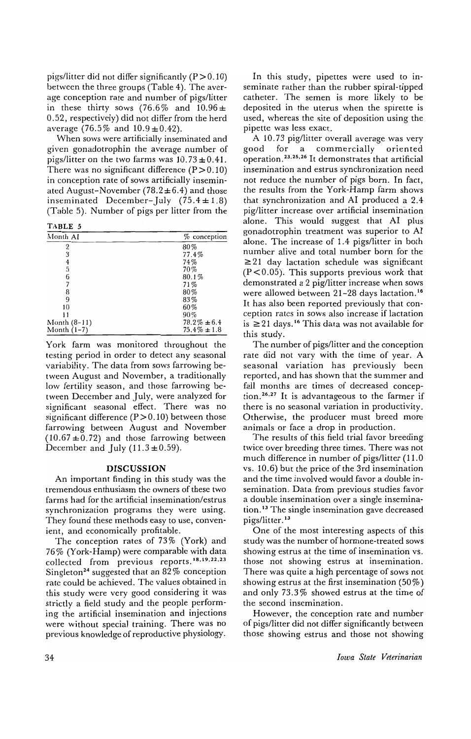pigs/litter did not differ significantly ($P > 0.10$) between the three groups (Table 4). The average conception rate and number of pigs/litter in these thirty sows (76.6% and $10.96 \pm 0.52$, respectively) did not differ from the herd average (76.5% and $10.9 \pm 0.42$).

When sows were artificially inseminated and given gonadotrophin the average number of pigs/litter on the two farms was $10.73 \pm 0.41$. There was no significant difference ($P > 0.10$) in conception rate of sows artificially inseminated August–November ($78.2 \pm 6.4$) and those inseminated December–July ($75.4 \pm 1.8$) (Table 5). Number of pigs per litter from the York farm was monitored throughout the testing period in order to detect any seasonal variability. The data from sows farrowing between August and November, a traditionally low fertility season, and those farrowing between December and July, were analyzed for significant seasonal effect. There was no significant difference ($P > 0.10$) between those farrowing between August and November ($10.67 \pm 0.72$) and those farrowing between December and July ($11.3 \pm 0.59$).

**TABLE 5**

| Month AI | % conception |
|---|---|
| 2 | 80% |
| 3 | 77.4% |
| 4 | 74% |
| 5 | 70% |
| 6 | 80.1% |
| 7 | 71% |
| 8 | 80% |
| 9 | 83% |
| 10 | 60% |
| 11 | 90% |
| Month (8-11) | 78.2% ± 6.4 |
| Month (1-7) | 75.4% ± 1.8 |

## DISCUSSION

An important finding in this study was the tremendous enthusiasm the owners of these two farms had for the artificial insemination/estrus synchronization programs they were using. They found these methods easy to use, convenient, and economically profitable.

The conception rates of 73% (York) and 76% (York-Hamp) were comparable with data collected from previous reports.[18,19,22,23] Singleton[24] suggested that an 82% conception rate could be achieved. The values obtained in this study were very good considering it was strictly a field study and the people performing the artificial insemination and injections were without special training. There was no previous knowledge of reproductive physiology.

In this study, pipettes were used to inseminate rather than the rubber spiral-tipped catheter. The semen is more likely to be deposited in the uterus when the spirette is used, whereas the site of deposition using the pipette was less exact.

A 10.73 pig/litter overall average was very good for a commercially oriented operation.[23,25,26] It demonstrates that artificial insemination and estrus synchronization need not reduce the number of pigs born. In fact, the results from the York-Hamp farm shows that synchronization and AI produced a 2.4 pig/litter increase over artificial insemination alone. This would suggest that AI plus gonadotrophin treatment was superior to AI alone. The increase of 1.4 pigs/litter in both number alive and total number born for the ≥21 day lactation schedule was significant ($P < 0.05$). This supports previous work that demonstrated a 2 pig/litter increase when sows were allowed between 21–28 days lactation.[16] It has also been reported previously that conception rates in sows also increase if lactation is ≥21 days.[16] This data was not available for this study.

The number of pigs/litter and the conception rate did not vary with the time of year. A seasonal variation has previously been reported, and has shown that the summer and fall months are times of decreased conception.[26,27] It is advantageous to the farmer if there is no seasonal variation in productivity. Otherwise, the producer must breed more animals or face a drop in production.

The results of this field trial favor breeding twice over breeding three times. There was not much difference in number of pigs/litter (11.0 vs. 10.6) but the price of the 3rd insemination and the time involved would favor a double insemination. Data from previous studies favor a double insemination over a single insemination.[13] The single insemination gave decreased pigs/litter.[13]

One of the most interesting aspects of this study was the number of hormone-treated sows showing estrus at the time of insemination vs. those not showing estrus at insemination. There was quite a high percentage of sows not showing estrus at the first insemination (50%) and only 73.3% showed estrus at the time of the second insemination.

However, the conception rate and number of pigs/litter did not differ significantly between those showing estrus and those not showing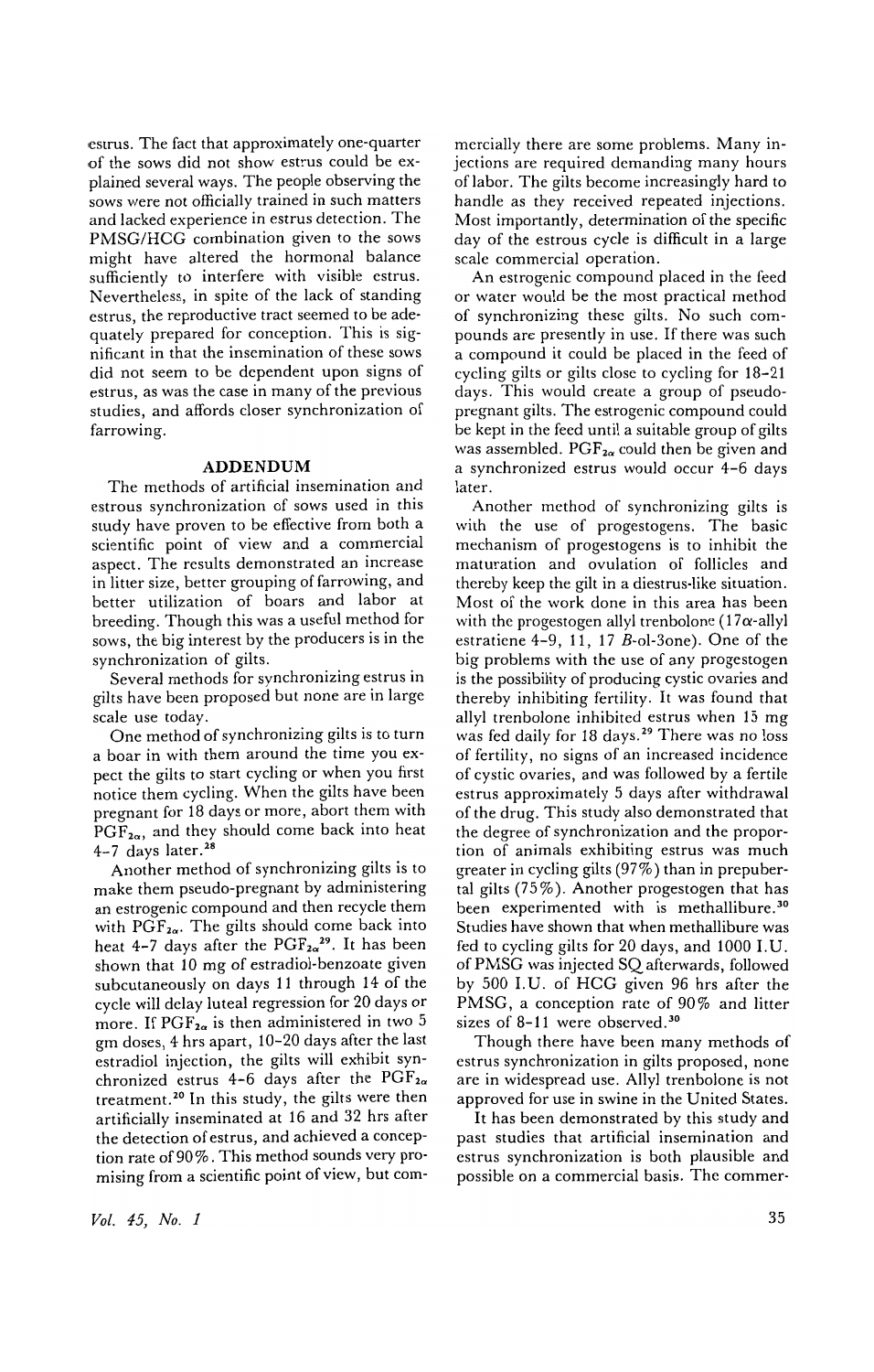estrus. The fact that approximately one-quarter of the sows did not show estrus could be explained several ways. The people observing the sows were not officially trained in such matters and lacked experience in estrus detection. The PMSG/HCG combination given to the sows might have altered the hormonal balance sufficiently to interfere with visible estrus. Nevertheless, in spite of the lack of standing estrus, the reproductive tract seemed to be adequately prepared for conception. This is significant in that the insemination of these sows did not seem to be dependent upon signs of estrus, as was the case in many of the previous studies, and affords closer synchronization of farrowing.

## ADDENDUM

The methods of artificial insemination and estrous synchronization of sows used in this study have proven to be effective from both a scientific point of view and a commercial aspect. The results demonstrated an increase in litter size, better grouping of farrowing, and better utilization of boars and labor at breeding. Though this was a useful method for sows, the big interest by the producers is in the synchronization of gilts.

Several methods for synchronizing estrus in gilts have been proposed but none are in large scale use today.

One method of synchronizing gilts is to turn a boar in with them around the time you expect the gilts to start cycling or when you first notice them cycling. When the gilts have been pregnant for 18 days or more, abort them with $PGF_{2\alpha}$, and they should come back into heat 4–7 days later.[28]

Another method of synchronizing gilts is to make them pseudo-pregnant by administering an estrogenic compound and then recycle them with $PGF_{2\alpha}$. The gilts should come back into heat 4–7 days after the $PGF_{2\alpha}$[29]. It has been shown that 10 mg of estradiol-benzoate given subcutaneously on days 11 through 14 of the cycle will delay luteal regression for 20 days or more. If $PGF_{2\alpha}$ is then administered in two 5 gm doses, 4 hrs apart, 10–20 days after the last estradiol injection, the gilts will exhibit synchronized estrus 4–6 days after the $PGF_{2\alpha}$ treatment.[20] In this study, the gilts were then artificially inseminated at 16 and 32 hrs after the detection of estrus, and achieved a conception rate of 90%. This method sounds very promising from a scientific point of view, but commercially there are some problems. Many injections are required demanding many hours of labor. The gilts become increasingly hard to handle as they received repeated injections. Most importantly, determination of the specific day of the estrous cycle is difficult in a large scale commercial operation.

An estrogenic compound placed in the feed or water would be the most practical method of synchronizing these gilts. No such compounds are presently in use. If there was such a compound it could be placed in the feed of cycling gilts or gilts close to cycling for 18–21 days. This would create a group of pseudo-pregnant gilts. The estrogenic compound could be kept in the feed until a suitable group of gilts was assembled. $PGF_{2\alpha}$ could then be given and a synchronized estrus would occur 4–6 days later.

Another method of synchronizing gilts is with the use of progestogens. The basic mechanism of progestogens is to inhibit the maturation and ovulation of follicles and thereby keep the gilt in a diestrus-like situation. Most of the work done in this area has been with the progestogen allyl trenbolone (17$\alpha$-allyl estratiene 4–9, 11, 17 $B$-ol-3one). One of the big problems with the use of any progestogen is the possibility of producing cystic ovaries and thereby inhibiting fertility. It was found that allyl trenbolone inhibited estrus when 15 mg was fed daily for 18 days.[29] There was no loss of fertility, no signs of an increased incidence of cystic ovaries, and was followed by a fertile estrus approximately 5 days after withdrawal of the drug. This study also demonstrated that the degree of synchronization and the proportion of animals exhibiting estrus was much greater in cycling gilts (97%) than in prepubertal gilts (75%). Another progestogen that has been experimented with is methallibure.[30] Studies have shown that when methallibure was fed to cycling gilts for 20 days, and 1000 I.U. of PMSG was injected SQ afterwards, followed by 500 I.U. of HCG given 96 hrs after the PMSG, a conception rate of 90% and litter sizes of 8–11 were observed.[30]

Though there have been many methods of estrus synchronization in gilts proposed, none are in widespread use. Allyl trenbolone is not approved for use in swine in the United States.

It has been demonstrated by this study and past studies that artificial insemination and estrus synchronization is both plausible and possible on a commercial basis. The commer-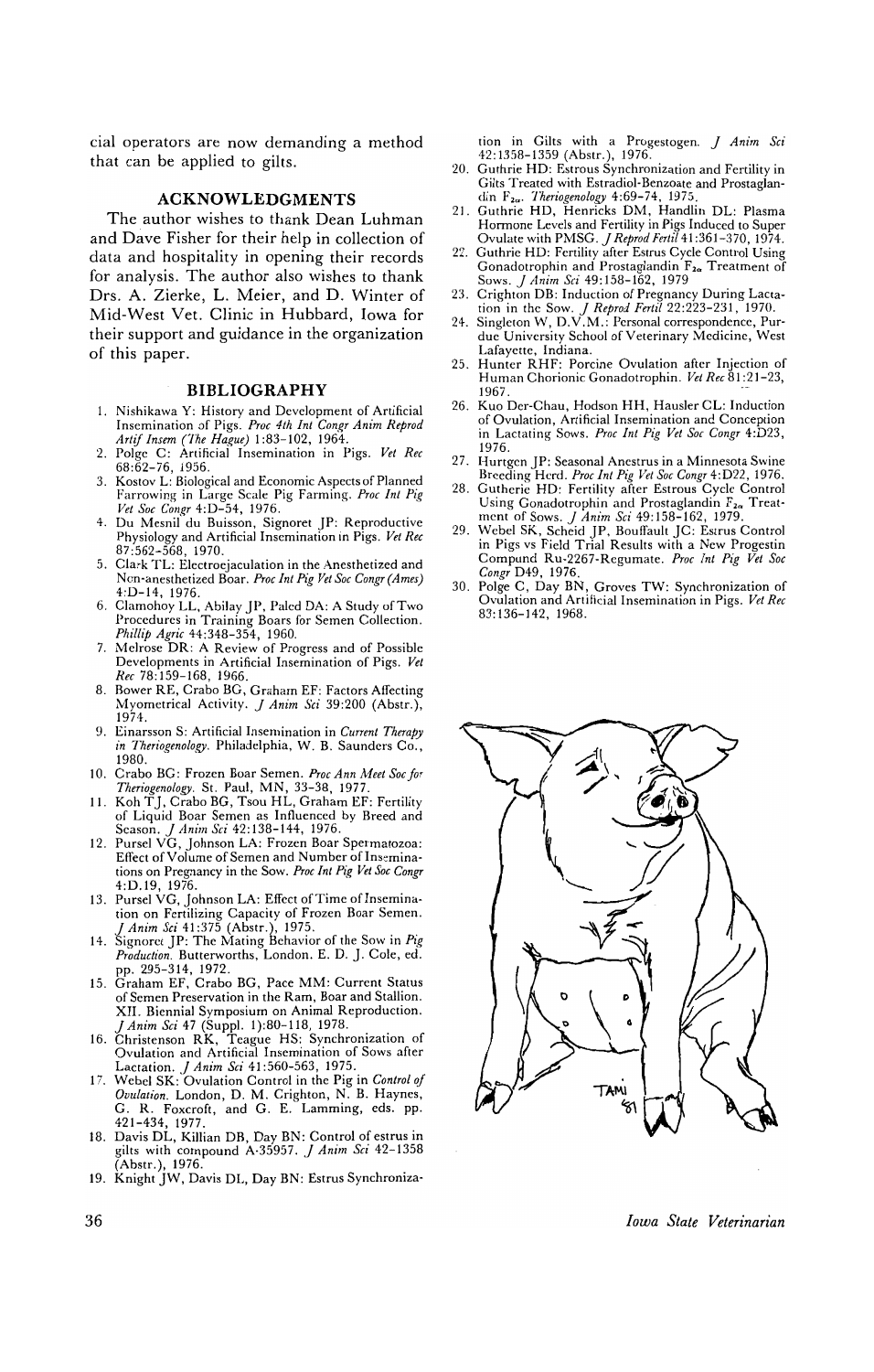cial operators are now demanding a method that can be applied to gilts.

## ACKNOWLEDGMENTS

The author wishes to thank Dean Luhman and Dave Fisher for their help in collection of data and hospitality in opening their records for analysis. The author also wishes to thank Drs. A. Zierke, L. Meier, and D. Winter of Mid-West Vet. Clinic in Hubbard, Iowa for their support and guidance in the organization of this paper.

## BIBLIOGRAPHY

1. Nishikawa Y: History and Development of Artificial Insemination of Pigs. *Proc 4th Int Congr Anim Reprod Artif Insem (The Hague)* 1:83-102, 1964.
2. Polge C: Artificial Insemination in Pigs. *Vet Rec* 68:62-76, 1956.
3. Kostov L: Biological and Economic Aspects of Planned Farrowing in Large Scale Pig Farming. *Proc Int Pig Vet Soc Congr* 4:D-54, 1976.
4. Du Mesnil du Buisson, Signoret JP: Reproductive Physiology and Artificial Insemination in Pigs. *Vet Rec* 87:562-568, 1970.
5. Clark TL: Electroejaculation in the Anesthetized and Non-anesthetized Boar. *Proc Int Pig Vet Soc Congr (Ames)* 4:D-14, 1976.
6. Clamohoy LL, Abilay JP, Paled DA: A Study of Two Procedures in Training Boars for Semen Collection. *Phillip Agric* 44:348-354, 1960.
7. Melrose DR: A Review of Progress and of Possible Developments in Artificial Insemination of Pigs. *Vet Rec* 78:159-168, 1966.
8. Bower RE, Crabo BG, Graham EF: Factors Affecting Myometrical Activity. *J Anim Sci* 39:200 (Abstr.), 1974.
9. Einarsson S: Artificial Insemination in *Current Therapy in Theriogenology*. Philadelphia, W. B. Saunders Co., 1980.
10. Crabo BG: Frozen Boar Semen. *Proc Ann Meet Soc for Theriogenology*. St. Paul, MN, 33-38, 1977.
11. Koh TJ, Crabo BG, Tsou HL, Graham EF: Fertility of Liquid Boar Semen as Influenced by Breed and Season. *J Anim Sci* 42:138-144, 1976.
12. Pursel VG, Johnson LA: Frozen Boar Spermatozoa: Effect of Volume of Semen and Number of Inseminations on Pregnancy in the Sow. *Proc Int Pig Vet Soc Congr* 4:D.19, 1976.
13. Pursel VG, Johnson LA: Effect of Time of Insemination on Fertilizing Capacity of Frozen Boar Semen. *J Anim Sci* 41:375 (Abstr.), 1975.
14. Signoret JP: The Mating Behavior of the Sow in *Pig Production*. Butterworths, London. E. D. J. Cole, ed. pp. 295-314, 1972.
15. Graham EF, Crabo BG, Pace MM: Current Status of Semen Preservation in the Ram, Boar and Stallion. XII. Biennial Symposium on Animal Reproduction. *J Anim Sci* 47 (Suppl. 1):80-118, 1978.
16. Christenson RK, Teague HS: Synchronization of Ovulation and Artificial Insemination of Sows after Lactation. *J Anim Sci* 41:560-563, 1975.
17. Webel SK: Ovulation Control in the Pig in *Control of Ovulation*. London, D. M. Crighton, N. B. Haynes, G. R. Foxcroft, and G. E. Lamming, eds. pp. 421-434, 1977.
18. Davis DL, Killian DB, Day BN: Control of estrus in gilts with compound A-35957. *J Anim Sci* 42-1358 (Abstr.), 1976.
19. Knight JW, Davis DL, Day BN: Estrus Synchronization in Gilts with a Progestogen. *J Anim Sci* 42:1358-1359 (Abstr.), 1976.
20. Guthrie HD: Estrous Synchronization and Fertility in Gilts Treated with Estradiol-Benzoate and Prostaglandin $F_{2\alpha}$. *Theriogenology* 4:69-74, 1975.
21. Guthrie HD, Henricks DM, Handlin DL: Plasma Hormone Levels and Fertility in Pigs Induced to Super Ovulate with PMSG. *J Reprod Fertil* 41:361-370, 1974.
22. Guthrie HD: Fertility after Estrus Cycle Control Using Gonadotrophin and Prostaglandin $F_{2\alpha}$ Treatment of Sows. *J Anim Sci* 49:158-162, 1979
23. Crighton DB: Induction of Pregnancy During Lactation in the Sow. *J Reprod Fertil* 22:223-231, 1970.
24. Singleton W, D.V.M.: Personal correspondence, Purdue University School of Veterinary Medicine, West Lafayette, Indiana.
25. Hunter RHF: Porcine Ovulation after Injection of Human Chorionic Gonadotrophin. *Vet Rec* 81:21-23, 1967.
26. Kuo Der-Chau, Hodson HH, Hausler CL: Induction of Ovulation, Artificial Insemination and Conception in Lactating Sows. *Proc Int Pig Vet Soc Congr* 4:D23, 1976.
27. Hurtgen JP: Seasonal Anestrus in a Minnesota Swine Breeding Herd. *Proc Int Pig Vet Soc Congr* 4:D22, 1976.
28. Gutherie HD: Fertility after Estrous Cycle Control Using Gonadotrophin and Prostaglandin $F_{2\alpha}$ Treatment of Sows. *J Anim Sci* 49:158-162, 1979.
29. Webel SK, Scheid JP, Bouffault JC: Estrus Control in Pigs vs Field Trial Results with a New Progestin Compund Ru-2267-Regumate. *Proc Int Pig Vet Soc Congr* D49, 1976.
30. Polge C, Day BN, Groves TW: Synchronization of Ovulation and Artificial Insemination in Pigs. *Vet Rec* 83:136-142, 1968.

TAMI '81